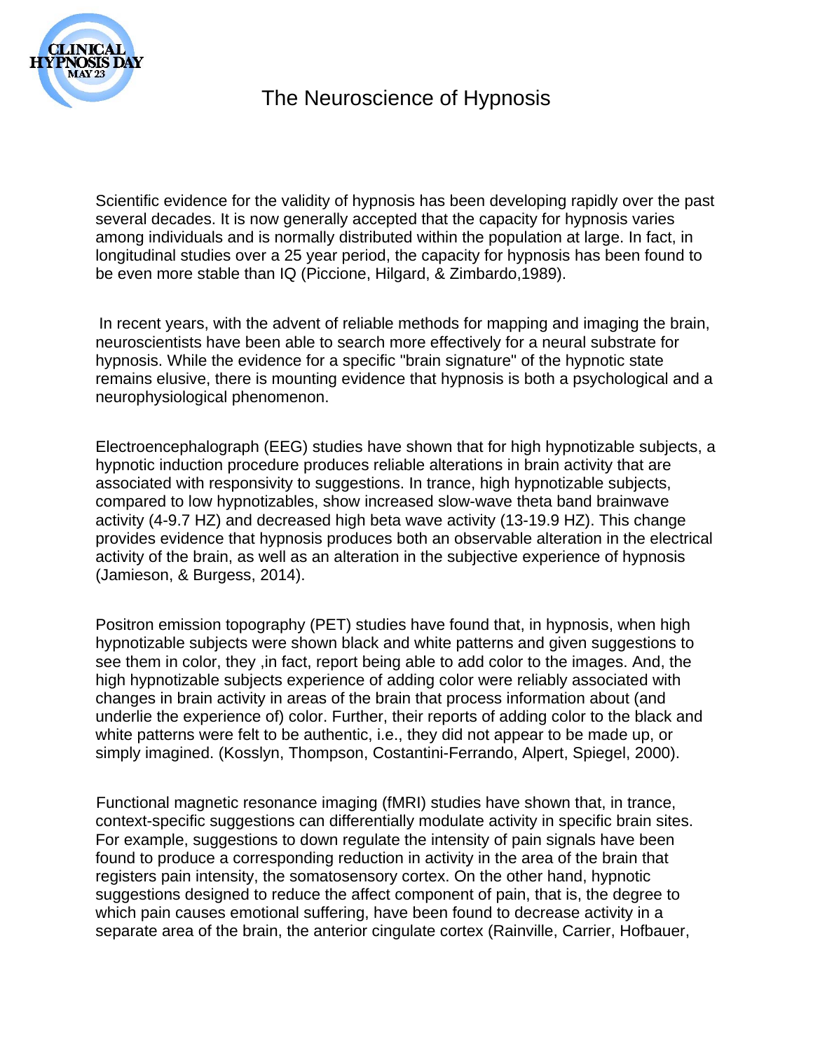# The Neuroscience of Hypnosis

Scientific evidence for the validity of hypnosis has been developing rapidly over the past several decades. It is now generally accepted that the capacity for hypnosis varies among individuals and is normally distributed within the population at large. In fact, in longitudinal studies over a 25 year period, the capacity for hypnosis has been found to be even more stable than IQ (Piccione, Hilgard, & Zimbardo,1989).

In recent years, with the advent of reliable methods for mapping and imaging the brain, neuroscientists have been able to search more effectively for a neural substrate for hypnosis. While the evidence for a specific "brain signature" of the hypnotic state remains elusive, there is mounting evidence that hypnosis is both a psychological and a neurophysiological phenomenon.

Electroencephalograph (EEG) studies have shown that for high hypnotizable subjects, a hypnotic induction procedure produces reliable alterations in brain activity that are associated with responsivity to suggestions. In trance, high hypnotizable subjects, compared to low hypnotizables, show increased slow-wave theta band brainwave activity (4-9.7 HZ) and decreased high beta wave activity (13-19.9 HZ). This change provides evidence that hypnosis produces both an observable alteration in the electrical activity of the brain, as well as an alteration in the subjective experience of hypnosis (Jamieson, & Burgess, 2014).

Positron emission topography (PET) studies have found that, in hypnosis, when high hypnotizable subjects were shown black and white patterns and given suggestions to see them in color, they ,in fact, report being able to add color to the images. And, the high hypnotizable subjects experience of adding color were reliably associated with changes in brain activity in areas of the brain that process information about (and underlie the experience of) color. Further, their reports of adding color to the black and white patterns were felt to be authentic, i.e., they did not appear to be made up, or simply imagined. (Kosslyn, Thompson, Costantini-Ferrando, Alpert, Spiegel, 2000).

Functional magnetic resonance imaging (fMRI) studies have shown that, in trance, context-specific suggestions can differentially modulate activity in specific brain sites. For example, suggestions to down regulate the intensity of pain signals have been found to produce a corresponding reduction in activity in the area of the brain that registers pain intensity, the somatosensory cortex. On the other hand, hypnotic suggestions designed to reduce the affect component of pain, that is, the degree to which pain causes emotional suffering, have been found to decrease activity in a separate area of the brain, the anterior cingulate cortex (Rainville, Carrier, Hofbauer,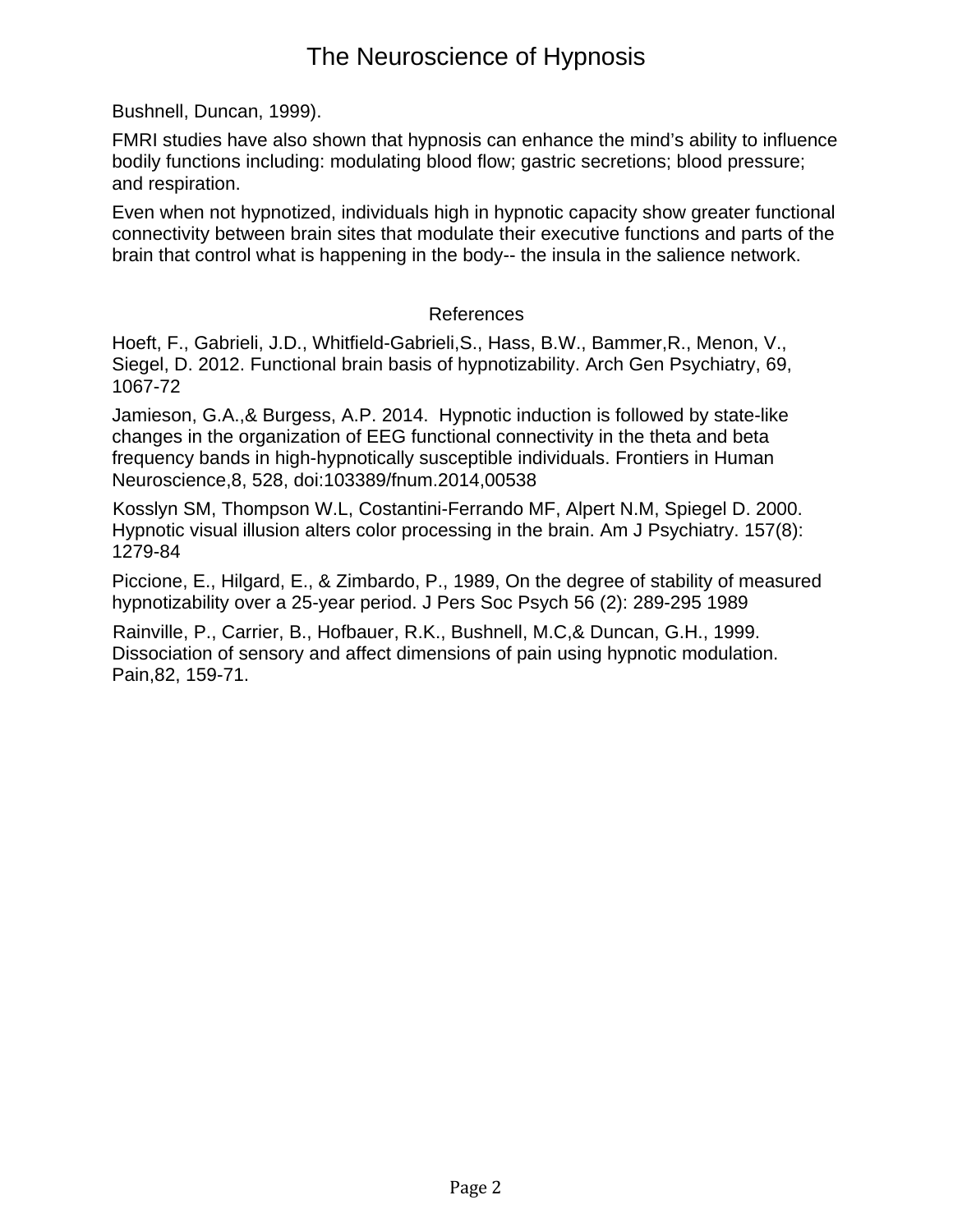Bushnell, Duncan, 1999).

FMRI studies have also shown that hypnosis can enhance the mind's ability to influence bodily functions including: modulating blood flow; gastric secretions; blood pressure; and respiration.

Even when not hypnotized, individuals high in hypnotic capacity show greater functional connectivity between brain sites that modulate their executive functions and parts of the brain that control what is happening in the body-- the insula in the salience network.

## References

Hoeft, F., Gabrieli, J.D., Whitfield-Gabrieli,S., Hass, B.W., Bammer,R., Menon, V., Siegel, D. 2012. Functional brain basis of hypnotizability. Arch Gen Psychiatry, 69, 1067-72

Jamieson, G.A.,& Burgess, A.P. 2014. Hypnotic induction is followed by state-like changes in the organization of EEG functional connectivity in the theta and beta frequency bands in high-hypnotically susceptible individuals. Frontiers in Human Neuroscience,8, 528, doi:103389/fnum.2014,00538

Kosslyn SM, Thompson W.L, Costantini-Ferrando MF, Alpert N.M, Spiegel D. 2000. Hypnotic visual illusion alters color processing in the brain. Am J Psychiatry. 157(8): 1279-84

Piccione, E., Hilgard, E., & Zimbardo, P., 1989, On the degree of stability of measured hypnotizability over a 25-year period. J Pers Soc Psych 56 (2): 289-295 1989

Rainville, P., Carrier, B., Hofbauer, R.K., Bushnell, M.C,& Duncan, G.H., 1999. Dissociation of sensory and affect dimensions of pain using hypnotic modulation. Pain,82, 159-71.